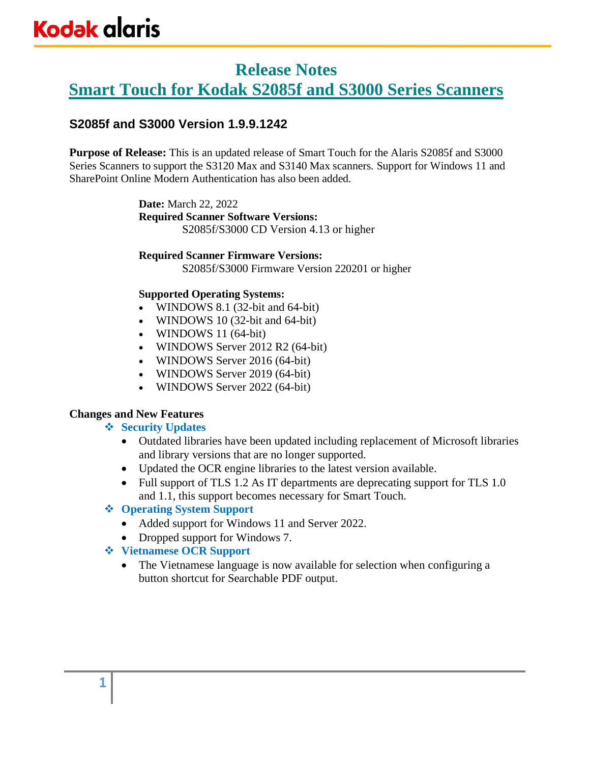# Release Notes

# Smart Touch for Kodak S2085f and S3000 Series Scanners

## S2085f and S3000 Version 1.9.9.1242

**Purpose of Release:** This is an updated release of Smart Touch for the Alaris S2085f and S3000 Series Scanners to support the S3120 Max and S3140 Max scanners. Support for Windows 11 and SharePoint Online Modern Authentication has also been added.

**Date:** March 22, 2022

**Required Scanner Software Versions:**

S2085f/S3000 CD Version 4.13 or higher

**Required Scanner Firmware Versions:**

S2085f/S3000 Firmware Version 220201 or higher

**Supported Operating Systems:**

- WINDOWS 8.1 (32-bit and 64-bit)
- WINDOWS 10 (32-bit and 64-bit)
- WINDOWS 11 (64-bit)
- WINDOWS Server 2012 R2 (64-bit)
- WINDOWS Server 2016 (64-bit)
- WINDOWS Server 2019 (64-bit)
- WINDOWS Server 2022 (64-bit)

**Changes and New Features**

- **Security Updates**
  - Outdated libraries have been updated including replacement of Microsoft libraries and library versions that are no longer supported.
  - Updated the OCR engine libraries to the latest version available.
  - Full support of TLS 1.2 As IT departments are deprecating support for TLS 1.0 and 1.1, this support becomes necessary for Smart Touch.
- **Operating System Support**
  - Added support for Windows 11 and Server 2022.
  - Dropped support for Windows 7.
- **Vietnamese OCR Support**
  - The Vietnamese language is now available for selection when configuring a button shortcut for Searchable PDF output.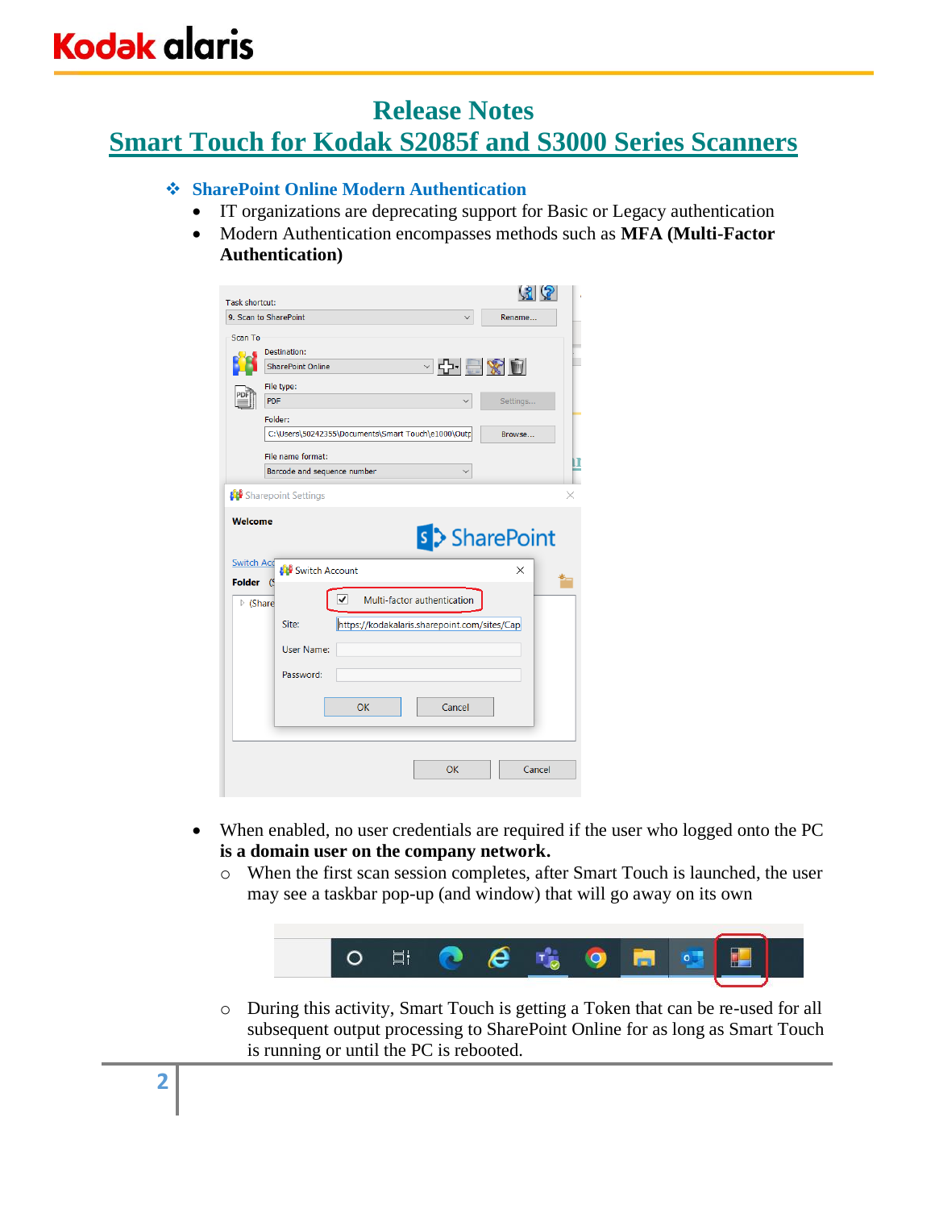# Release Notes

## Smart Touch for Kodak S2085f and S3000 Series Scanners

### ❖ SharePoint Online Modern Authentication

- IT organizations are deprecating support for Basic or Legacy authentication
- Modern Authentication encompasses methods such as **MFA (Multi-Factor Authentication)**

- When enabled, no user credentials are required if the user who logged onto the PC **is a domain user on the company network.**
  - When the first scan session completes, after Smart Touch is launched, the user may see a taskbar pop-up (and window) that will go away on its own
  - During this activity, Smart Touch is getting a Token that can be re-used for all subsequent output processing to SharePoint Online for as long as Smart Touch is running or until the PC is rebooted.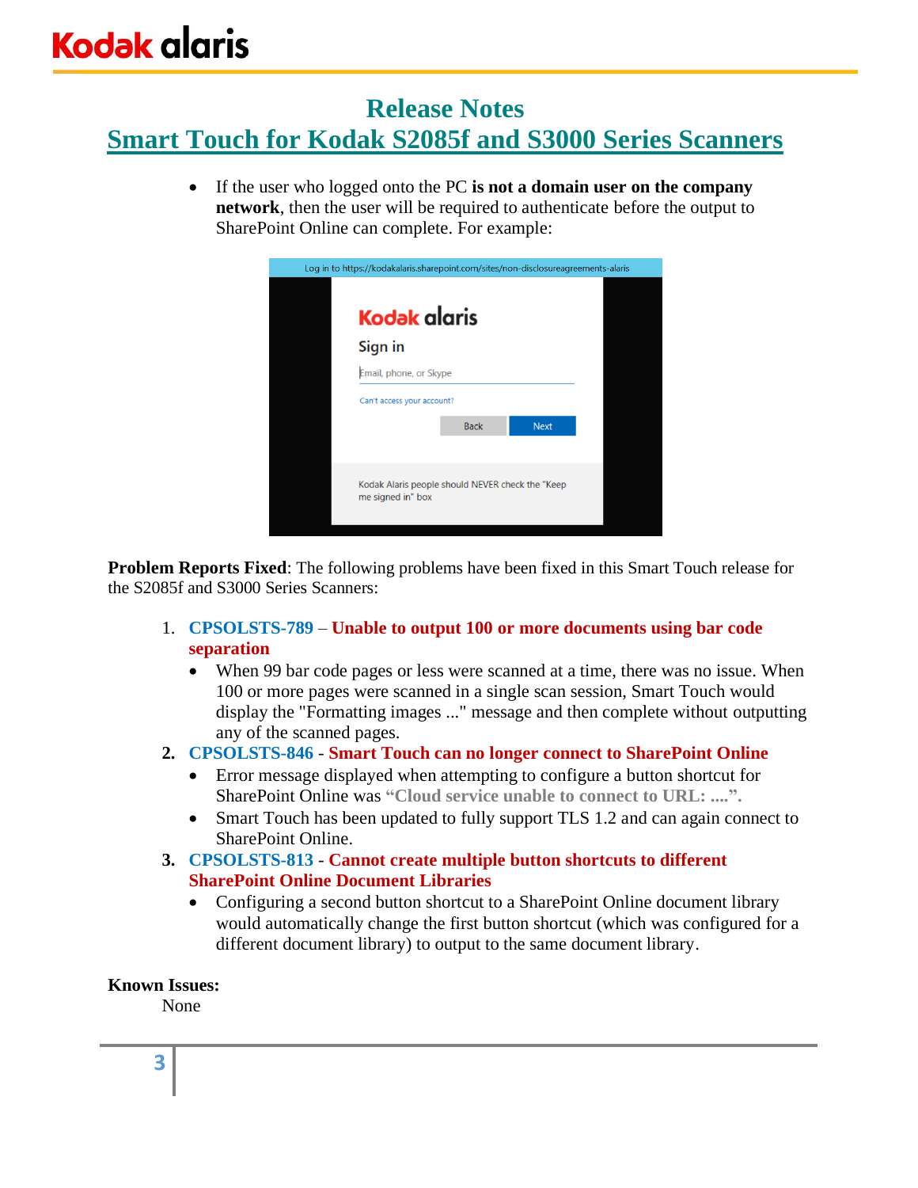# Release Notes

## Smart Touch for Kodak S2085f and S3000 Series Scanners

- If the user who logged onto the PC **is not a domain user on the company network**, then the user will be required to authenticate before the output to SharePoint Online can complete. For example:

**Problem Reports Fixed**: The following problems have been fixed in this Smart Touch release for the S2085f and S3000 Series Scanners:

1. **CPSOLSTS-789** – **Unable to output 100 or more documents using bar code separation**
   - When 99 bar code pages or less were scanned at a time, there was no issue. When 100 or more pages were scanned in a single scan session, Smart Touch would display the "Formatting images ..." message and then complete without outputting any of the scanned pages.
2. **CPSOLSTS-846** - **Smart Touch can no longer connect to SharePoint Online**
   - Error message displayed when attempting to configure a button shortcut for SharePoint Online was **"Cloud service unable to connect to URL: ....".**
   - Smart Touch has been updated to fully support TLS 1.2 and can again connect to SharePoint Online.
3. **CPSOLSTS-813** - **Cannot create multiple button shortcuts to different SharePoint Online Document Libraries**
   - Configuring a second button shortcut to a SharePoint Online document library would automatically change the first button shortcut (which was configured for a different document library) to output to the same document library.

**Known Issues:**

None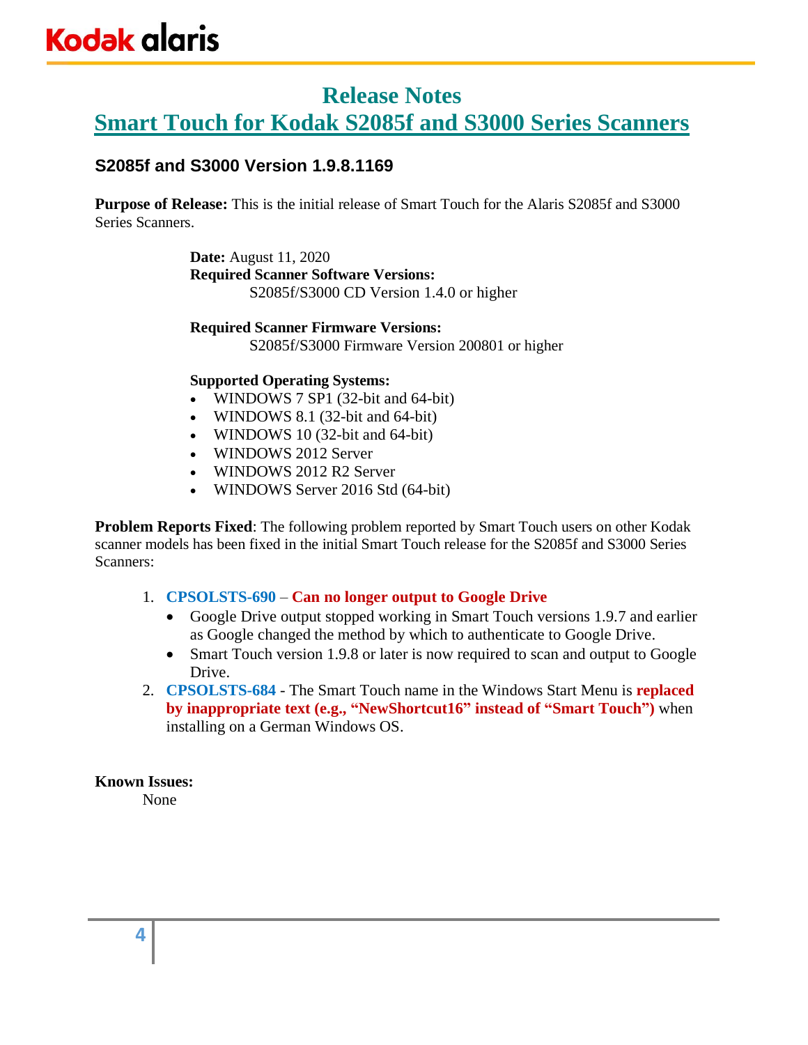# Release Notes

# Smart Touch for Kodak S2085f and S3000 Series Scanners

### S2085f and S3000 Version 1.9.8.1169

**Purpose of Release:** This is the initial release of Smart Touch for the Alaris S2085f and S3000 Series Scanners.

**Date:** August 11, 2020

**Required Scanner Software Versions:**

S2085f/S3000 CD Version 1.4.0 or higher

**Required Scanner Firmware Versions:**

S2085f/S3000 Firmware Version 200801 or higher

**Supported Operating Systems:**

- WINDOWS 7 SP1 (32-bit and 64-bit)
- WINDOWS 8.1 (32-bit and 64-bit)
- WINDOWS 10 (32-bit and 64-bit)
- WINDOWS 2012 Server
- WINDOWS 2012 R2 Server
- WINDOWS Server 2016 Std (64-bit)

**Problem Reports Fixed**: The following problem reported by Smart Touch users on other Kodak scanner models has been fixed in the initial Smart Touch release for the S2085f and S3000 Series Scanners:

1. **CPSOLSTS-690** – **Can no longer output to Google Drive**
   - Google Drive output stopped working in Smart Touch versions 1.9.7 and earlier as Google changed the method by which to authenticate to Google Drive.
   - Smart Touch version 1.9.8 or later is now required to scan and output to Google Drive.
2. **CPSOLSTS-684** - The Smart Touch name in the Windows Start Menu is **replaced by inappropriate text (e.g., "NewShortcut16" instead of "Smart Touch")** when installing on a German Windows OS.

**Known Issues:**

None